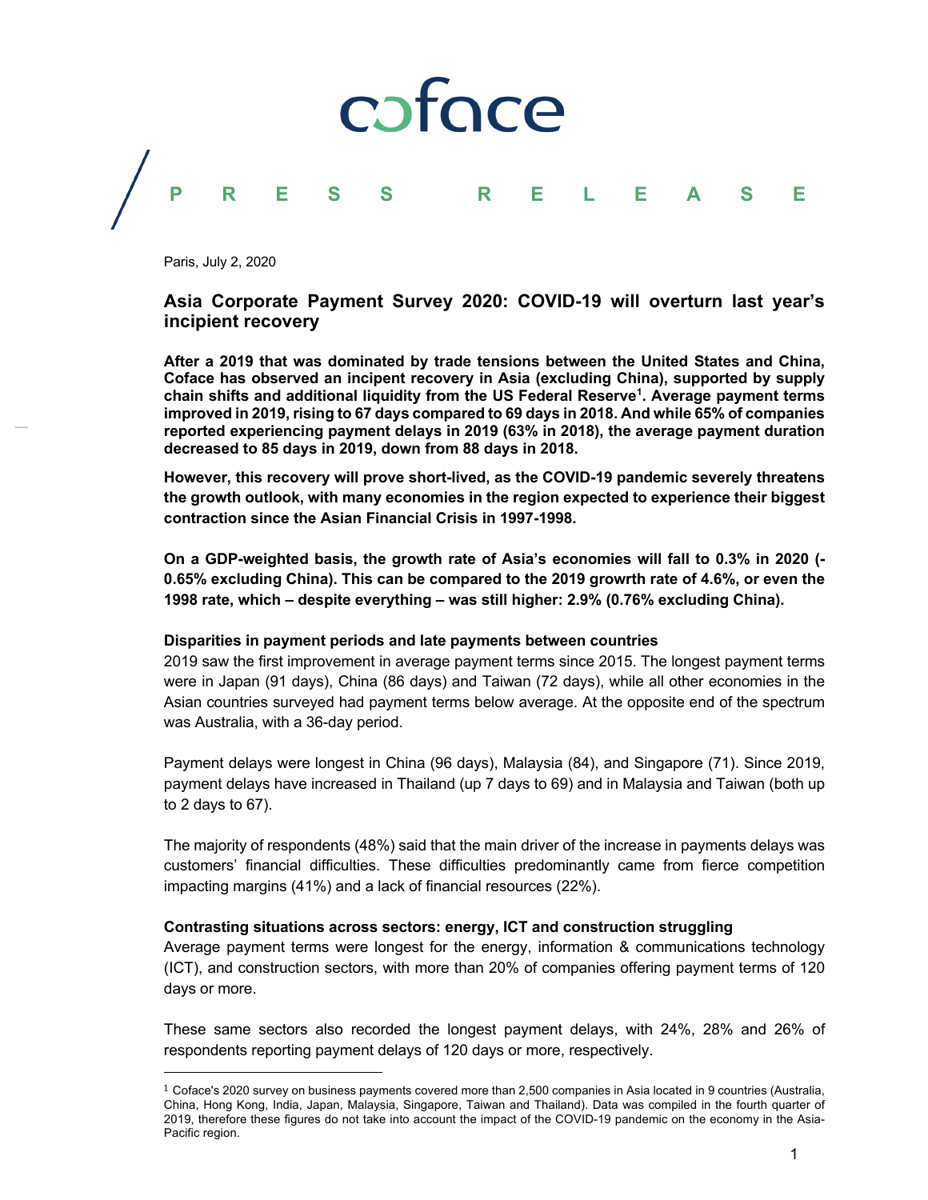# coface

## PRESS RELEASE

Paris, July 2, 2020

## Asia Corporate Payment Survey 2020: COVID-19 will overturn last year's incipient recovery

**After a 2019 that was dominated by trade tensions between the United States and China, Coface has observed an incipient recovery in Asia (excluding China), supported by supply chain shifts and additional liquidity from the US Federal Reserve[1]. Average payment terms improved in 2019, rising to 67 days compared to 69 days in 2018. And while 65% of companies reported experiencing payment delays in 2019 (63% in 2018), the average payment duration decreased to 85 days in 2019, down from 88 days in 2018.**

**However, this recovery will prove short-lived, as the COVID-19 pandemic severely threatens the growth outlook, with many economies in the region expected to experience their biggest contraction since the Asian Financial Crisis in 1997-1998.**

**On a GDP-weighted basis, the growth rate of Asia's economies will fall to 0.3% in 2020 (-0.65% excluding China). This can be compared to the 2019 growrth rate of 4.6%, or even the 1998 rate, which – despite everything – was still higher: 2.9% (0.76% excluding China).**

### Disparities in payment periods and late payments between countries

2019 saw the first improvement in average payment terms since 2015. The longest payment terms were in Japan (91 days), China (86 days) and Taiwan (72 days), while all other economies in the Asian countries surveyed had payment terms below average. At the opposite end of the spectrum was Australia, with a 36-day period.

Payment delays were longest in China (96 days), Malaysia (84), and Singapore (71). Since 2019, payment delays have increased in Thailand (up 7 days to 69) and in Malaysia and Taiwan (both up to 2 days to 67).

The majority of respondents (48%) said that the main driver of the increase in payments delays was customers' financial difficulties. These difficulties predominantly came from fierce competition impacting margins (41%) and a lack of financial resources (22%).

### Contrasting situations across sectors: energy, ICT and construction struggling

Average payment terms were longest for the energy, information & communications technology (ICT), and construction sectors, with more than 20% of companies offering payment terms of 120 days or more.

These same sectors also recorded the longest payment delays, with 24%, 28% and 26% of respondents reporting payment delays of 120 days or more, respectively.

---

[1] Coface's 2020 survey on business payments covered more than 2,500 companies in Asia located in 9 countries (Australia, China, Hong Kong, India, Japan, Malaysia, Singapore, Taiwan and Thailand). Data was compiled in the fourth quarter of 2019, therefore these figures do not take into account the impact of the COVID-19 pandemic on the economy in the Asia-Pacific region.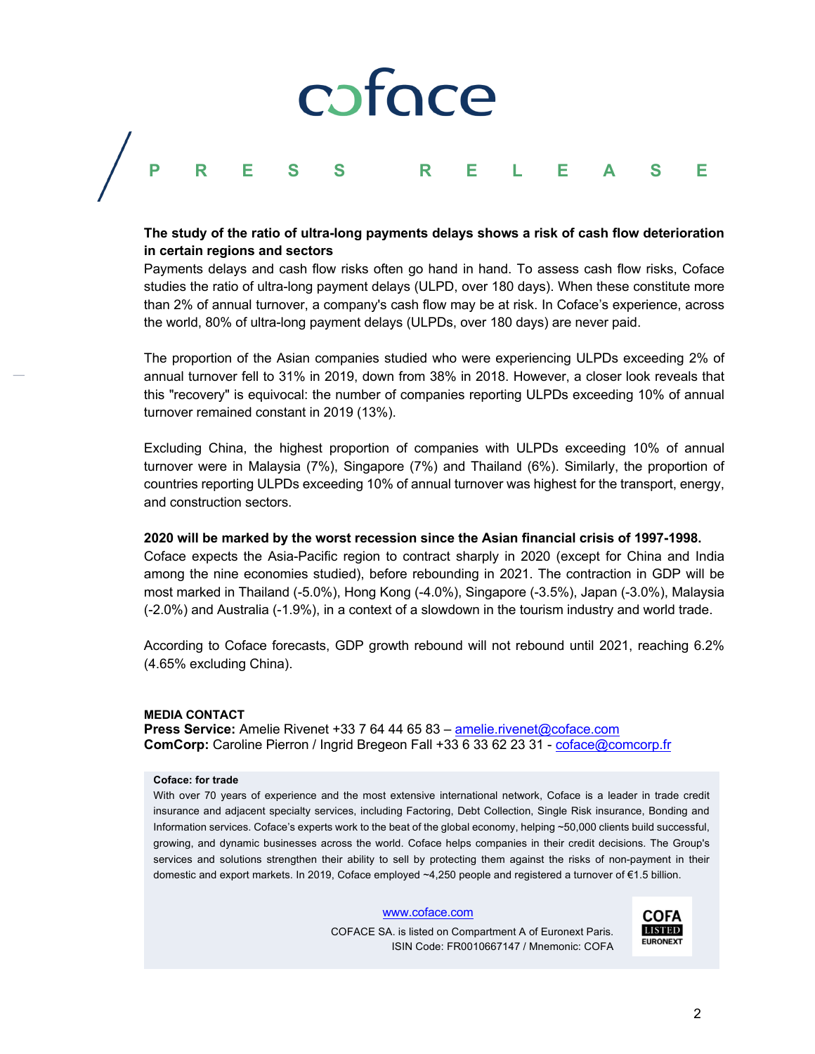**The study of the ratio of ultra-long payments delays shows a risk of cash flow deterioration in certain regions and sectors**

Payments delays and cash flow risks often go hand in hand. To assess cash flow risks, Coface studies the ratio of ultra-long payment delays (ULPD, over 180 days). When these constitute more than 2% of annual turnover, a company's cash flow may be at risk. In Coface's experience, across the world, 80% of ultra-long payment delays (ULPDs, over 180 days) are never paid.

The proportion of the Asian companies studied who were experiencing ULPDs exceeding 2% of annual turnover fell to 31% in 2019, down from 38% in 2018. However, a closer look reveals that this "recovery" is equivocal: the number of companies reporting ULPDs exceeding 10% of annual turnover remained constant in 2019 (13%).

Excluding China, the highest proportion of companies with ULPDs exceeding 10% of annual turnover were in Malaysia (7%), Singapore (7%) and Thailand (6%). Similarly, the proportion of countries reporting ULPDs exceeding 10% of annual turnover was highest for the transport, energy, and construction sectors.

**2020 will be marked by the worst recession since the Asian financial crisis of 1997-1998.**

Coface expects the Asia-Pacific region to contract sharply in 2020 (except for China and India among the nine economies studied), before rebounding in 2021. The contraction in GDP will be most marked in Thailand (-5.0%), Hong Kong (-4.0%), Singapore (-3.5%), Japan (-3.0%), Malaysia (-2.0%) and Australia (-1.9%), in a context of a slowdown in the tourism industry and world trade.

According to Coface forecasts, GDP growth rebound will not rebound until 2021, reaching 6.2% (4.65% excluding China).

**MEDIA CONTACT**
**Press Service:** Amelie Rivenet +33 7 64 44 65 83 – amelie.rivenet@coface.com
**ComCorp:** Caroline Pierron / Ingrid Bregeon Fall +33 6 33 62 23 31 - coface@comcorp.fr

**Coface: for trade**

With over 70 years of experience and the most extensive international network, Coface is a leader in trade credit insurance and adjacent specialty services, including Factoring, Debt Collection, Single Risk insurance, Bonding and Information services. Coface's experts work to the beat of the global economy, helping ~50,000 clients build successful, growing, and dynamic businesses across the world. Coface helps companies in their credit decisions. The Group's services and solutions strengthen their ability to sell by protecting them against the risks of non-payment in their domestic and export markets. In 2019, Coface employed ~4,250 people and registered a turnover of €1.5 billion.

www.coface.com

COFACE SA. is listed on Compartment A of Euronext Paris.
ISIN Code: FR0010667147 / Mnemonic: COFA

COFA LISTED EURONEXT